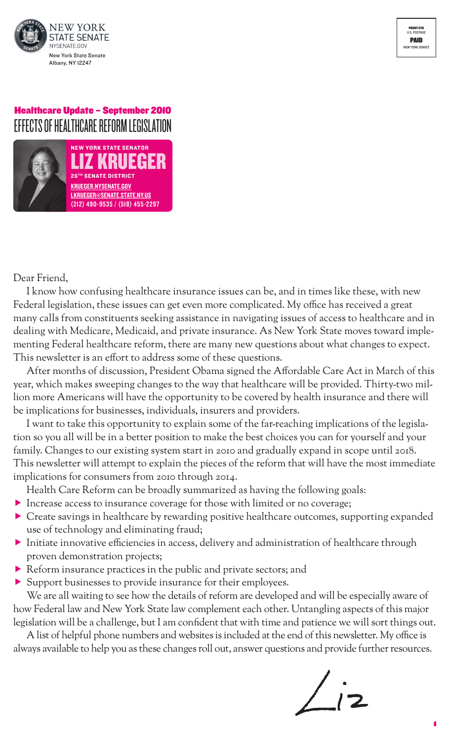NEW YORK STATE SENATE
NYSENATE.GOV
New York State Senate
Albany, NY 12247

PRSRT-STD
U.S. POSTAGE
PAID
NEW YORK SENATE

## Healthcare Update – September 2010

# EFFECTS OF HEALTHCARE REFORM LEGISLATION

**NEW YORK STATE SENATOR**
**LIZ KRUEGER**
**26TH SENATE DISTRICT**
KRUEGER.NYSENATE.GOV
LKRUEGER@SENATE.STATE.NY.US
(212) 490-9535 / (518) 455-2297

Dear Friend,

I know how confusing healthcare insurance issues can be, and in times like these, with new Federal legislation, these issues can get even more complicated. My office has received a great many calls from constituents seeking assistance in navigating issues of access to healthcare and in dealing with Medicare, Medicaid, and private insurance. As New York State moves toward implementing Federal healthcare reform, there are many new questions about what changes to expect. This newsletter is an effort to address some of these questions.

After months of discussion, President Obama signed the Affordable Care Act in March of this year, which makes sweeping changes to the way that healthcare will be provided. Thirty-two million more Americans will have the opportunity to be covered by health insurance and there will be implications for businesses, individuals, insurers and providers.

I want to take this opportunity to explain some of the far-reaching implications of the legislation so you all will be in a better position to make the best choices you can for yourself and your family. Changes to our existing system start in 2010 and gradually expand in scope until 2018. This newsletter will attempt to explain the pieces of the reform that will have the most immediate implications for consumers from 2010 through 2014.

Health Care Reform can be broadly summarized as having the following goals:

- Increase access to insurance coverage for those with limited or no coverage;
- Create savings in healthcare by rewarding positive healthcare outcomes, supporting expanded use of technology and eliminating fraud;
- Initiate innovative efficiencies in access, delivery and administration of healthcare through proven demonstration projects;
- Reform insurance practices in the public and private sectors; and
- Support businesses to provide insurance for their employees.

We are all waiting to see how the details of reform are developed and will be especially aware of how Federal law and New York State law complement each other. Untangling aspects of this major legislation will be a challenge, but I am confident that with time and patience we will sort things out.

A list of helpful phone numbers and websites is included at the end of this newsletter. My office is always available to help you as these changes roll out, answer questions and provide further resources.

Liz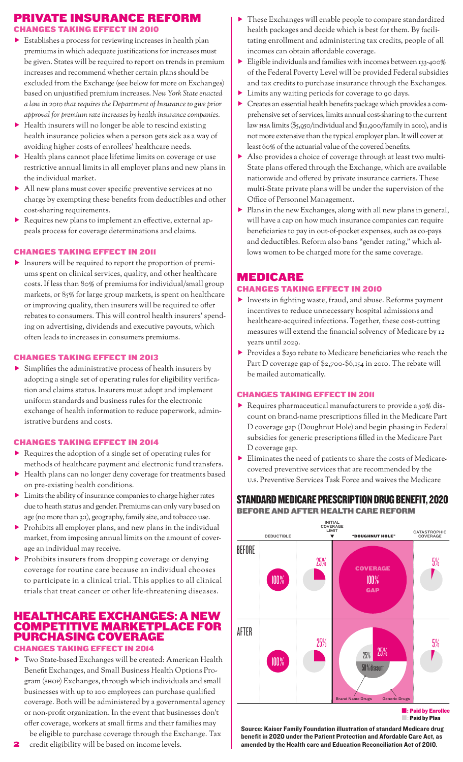## PRIVATE INSURANCE REFORM

### CHANGES TAKING EFFECT IN 2010

- Establishes a process for reviewing increases in health plan premiums in which adequate justifications for increases must be given. States will be required to report on trends in premium increases and recommend whether certain plans should be excluded from the Exchange (see below for more on Exchanges) based on unjustified premium increases. *New York State enacted a law in 2010 that requires the Department of Insurance to give prior approval for premium rate increases by health insurance companies.*
- Health insurers will no longer be able to rescind existing health insurance policies when a person gets sick as a way of avoiding higher costs of enrollees' healthcare needs.
- Health plans cannot place lifetime limits on coverage or use restrictive annual limits in all employer plans and new plans in the individual market.
- All new plans must cover specific preventive services at no charge by exempting these benefits from deductibles and other cost-sharing requirements.
- Requires new plans to implement an effective, external appeals process for coverage determinations and claims.

### CHANGES TAKING EFFECT IN 2011

- Insurers will be required to report the proportion of premiums spent on clinical services, quality, and other healthcare costs. If less than 80% of premiums for individual/small group markets, or 85% for large group markets, is spent on healthcare or improving quality, then insurers will be required to offer rebates to consumers. This will control health insurers' spending on advertising, dividends and executive payouts, which often leads to increases in consumers premiums.

### CHANGES TAKING EFFECT IN 2013

- Simplifies the administrative process of health insurers by adopting a single set of operating rules for eligibility verification and claims status. Insurers must adopt and implement uniform standards and business rules for the electronic exchange of health information to reduce paperwork, administrative burdens and costs.

### CHANGES TAKING EFFECT IN 2014

- Requires the adoption of a single set of operating rules for methods of healthcare payment and electronic fund transfers.
- Health plans can no longer deny coverage for treatments based on pre-existing health conditions.
- Limits the ability of insurance companies to charge higher rates due to heath status and gender. Premiums can only vary based on age (no more than 3:1), geography, family size, and tobacco use.
- Prohibits all employer plans, and new plans in the individual market, from imposing annual limits on the amount of coverage an individual may receive.
- Prohibits insurers from dropping coverage or denying coverage for routine care because an individual chooses to participate in a clinical trial. This applies to all clinical trials that treat cancer or other life-threatening diseases.

## HEALTHCARE EXCHANGES: A NEW COMPETITIVE MARKETPLACE FOR PURCHASING COVERAGE

### CHANGES TAKING EFFECT IN 2014

- Two State-based Exchanges will be created: American Health Benefit Exchanges, and Small Business Health Options Program (SHOP) Exchanges, through which individuals and small businesses with up to 100 employees can purchase qualified coverage. Both will be administered by a governmental agency or non-profit organization. In the event that businesses don't offer coverage, workers at small firms and their families may be eligible to purchase coverage through the Exchange. Tax credit eligibility will be based on income levels.
- These Exchanges will enable people to compare standardized health packages and decide which is best for them. By facilitating enrollment and administering tax credits, people of all incomes can obtain affordable coverage.
- Eligible individuals and families with incomes between 133-400% of the Federal Poverty Level will be provided Federal subsidies and tax credits to purchase insurance through the Exchanges.
- Limits any waiting periods for coverage to 90 days.
- Creates an essential health benefits package which provides a comprehensive set of services, limits annual cost-sharing to the current law HSA limits ($5,950/individual and $11,900/family in 2010), and is not more extensive than the typical employer plan. It will cover at least 60% of the actuarial value of the covered benefits.
- Also provides a choice of coverage through at least two multi-State plans offered through the Exchange, which are available nationwide and offered by private insurance carriers. These multi-State private plans will be under the supervision of the Office of Personnel Management.
- Plans in the new Exchanges, along with all new plans in general, will have a cap on how much insurance companies can require beneficiaries to pay in out-of-pocket expenses, such as co-pays and deductibles. Reform also bans "gender rating," which allows women to be charged more for the same coverage.

## MEDICARE

### CHANGES TAKING EFFECT IN 2010

- Invests in fighting waste, fraud, and abuse. Reforms payment incentives to reduce unnecessary hospital admissions and healthcare-acquired infections. Together, these cost-cutting measures will extend the financial solvency of Medicare by 12 years until 2029.
- Provides a $250 rebate to Medicare beneficiaries who reach the Part D coverage gap of $2,700-$6,154 in 2010. The rebate will be mailed automatically.

### CHANGES TAKING EFFECT IN 2011

- Requires pharmaceutical manufacturers to provide a 50% discount on brand-name prescriptions filled in the Medicare Part D coverage gap (Doughnut Hole) and begin phasing in Federal subsidies for generic prescriptions filled in the Medicare Part D coverage gap.
- Eliminates the need of patients to share the costs of Medicare-covered preventive services that are recommended by the U.S. Preventive Services Task Force and waives the Medicare

## STANDARD MEDICARE PRESCRIPTION DRUG BENEFIT, 2020

### BEFORE AND AFTER HEALTH CARE REFORM

| | DEDUCTIBLE | INITIAL COVERAGE LIMIT | "DOUGHNUT HOLE" | CATASTROPHIC COVERAGE |
|---|---|---|---|---|
| BEFORE | 100% | 25% | COVERAGE 100% GAP | 5% |
| AFTER | 100% | 25% | Brand Name Drugs: 25%, 50% discount; Generic Drugs: 25% | 5% |

■: Paid by Enrollee
■: Paid by Plan

**Source: Kaiser Family Foundation illustration of standard Medicare drug benefit in 2020 under the Patient Protection and Afordable Care Act, as amended by the Health care and Education Reconciliation Act of 2010.**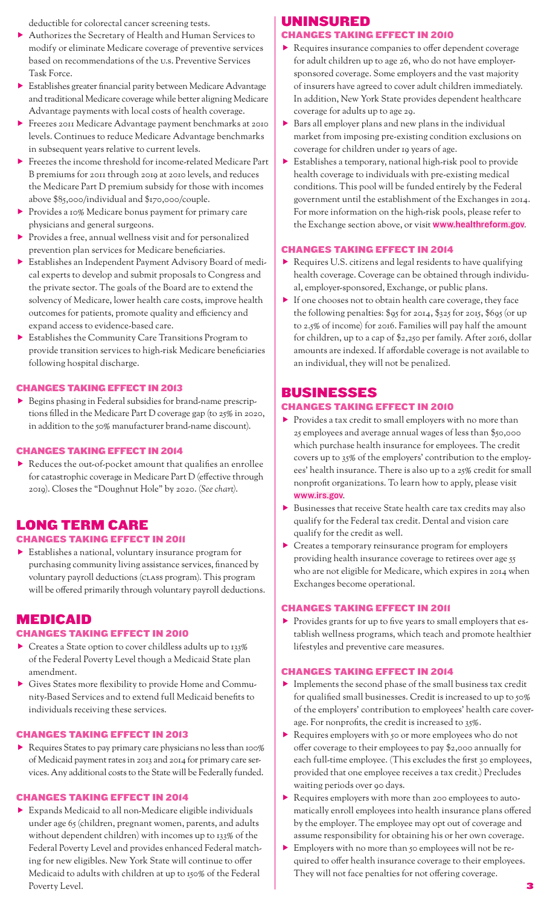deductible for colorectal cancer screening tests.

- Authorizes the Secretary of Health and Human Services to modify or eliminate Medicare coverage of preventive services based on recommendations of the U.S. Preventive Services Task Force.
- Establishes greater financial parity between Medicare Advantage and traditional Medicare coverage while better aligning Medicare Advantage payments with local costs of health coverage.
- Freezes 2011 Medicare Advantage payment benchmarks at 2010 levels. Continues to reduce Medicare Advantage benchmarks in subsequent years relative to current levels.
- Freezes the income threshold for income-related Medicare Part B premiums for 2011 through 2019 at 2010 levels, and reduces the Medicare Part D premium subsidy for those with incomes above $85,000/individual and $170,000/couple.
- Provides a 10% Medicare bonus payment for primary care physicians and general surgeons.
- Provides a free, annual wellness visit and for personalized prevention plan services for Medicare beneficiaries.
- Establishes an Independent Payment Advisory Board of medical experts to develop and submit proposals to Congress and the private sector. The goals of the Board are to extend the solvency of Medicare, lower health care costs, improve health outcomes for patients, promote quality and efficiency and expand access to evidence-based care.
- Establishes the Community Care Transitions Program to provide transition services to high-risk Medicare beneficiaries following hospital discharge.

### CHANGES TAKING EFFECT IN 2013

- Begins phasing in Federal subsidies for brand-name prescriptions filled in the Medicare Part D coverage gap (to 25% in 2020, in addition to the 50% manufacturer brand-name discount).

### CHANGES TAKING EFFECT IN 2014

- Reduces the out-of-pocket amount that qualifies an enrollee for catastrophic coverage in Medicare Part D (effective through 2019). Closes the "Doughnut Hole" by 2020. (*See chart*).

## LONG TERM CARE

### CHANGES TAKING EFFECT IN 2011

- Establishes a national, voluntary insurance program for purchasing community living assistance services, financed by voluntary payroll deductions (CLASS program). This program will be offered primarily through voluntary payroll deductions.

## MEDICAID

### CHANGES TAKING EFFECT IN 2010

- Creates a State option to cover childless adults up to 133% of the Federal Poverty Level though a Medicaid State plan amendment.
- Gives States more flexibility to provide Home and Community-Based Services and to extend full Medicaid benefits to individuals receiving these services.

### CHANGES TAKING EFFECT IN 2013

- Requires States to pay primary care physicians no less than 100% of Medicaid payment rates in 2013 and 2014 for primary care services. Any additional costs to the State will be Federally funded.

### CHANGES TAKING EFFECT IN 2014

- Expands Medicaid to all non-Medicare eligible individuals under age 65 (children, pregnant women, parents, and adults without dependent children) with incomes up to 133% of the Federal Poverty Level and provides enhanced Federal matching for new eligibles. New York State will continue to offer Medicaid to adults with children at up to 150% of the Federal Poverty Level.

## UNINSURED

### CHANGES TAKING EFFECT IN 2010

- Requires insurance companies to offer dependent coverage for adult children up to age 26, who do not have employer-sponsored coverage. Some employers and the vast majority of insurers have agreed to cover adult children immediately. In addition, New York State provides dependent healthcare coverage for adults up to age 29.
- Bars all employer plans and new plans in the individual market from imposing pre-existing condition exclusions on coverage for children under 19 years of age.
- Establishes a temporary, national high-risk pool to provide health coverage to individuals with pre-existing medical conditions. This pool will be funded entirely by the Federal government until the establishment of the Exchanges in 2014. For more information on the high-risk pools, please refer to the Exchange section above, or visit **www.healthreform.gov**.

### CHANGES TAKING EFFECT IN 2014

- Requires U.S. citizens and legal residents to have qualifying health coverage. Coverage can be obtained through individual, employer-sponsored, Exchange, or public plans.
- If one chooses not to obtain health care coverage, they face the following penalties: $95 for 2014, $325 for 2015, $695 (or up to 2.5% of income) for 2016. Families will pay half the amount for children, up to a cap of $2,250 per family. After 2016, dollar amounts are indexed. If affordable coverage is not available to an individual, they will not be penalized.

## BUSINESSES

### CHANGES TAKING EFFECT IN 2010

- Provides a tax credit to small employers with no more than 25 employees and average annual wages of less than $50,000 which purchase health insurance for employees. The credit covers up to 35% of the employers' contribution to the employees' health insurance. There is also up to a 25% credit for small nonprofit organizations. To learn how to apply, please visit **www.irs.gov**.
- Businesses that receive State health care tax credits may also qualify for the Federal tax credit. Dental and vision care qualify for the credit as well.
- Creates a temporary reinsurance program for employers providing health insurance coverage to retirees over age 55 who are not eligible for Medicare, which expires in 2014 when Exchanges become operational.

### CHANGES TAKING EFFECT IN 2011

- Provides grants for up to five years to small employers that establish wellness programs, which teach and promote healthier lifestyles and preventive care measures.

### CHANGES TAKING EFFECT IN 2014

- Implements the second phase of the small business tax credit for qualified small businesses. Credit is increased to up to 50% of the employers' contribution to employees' health care coverage. For nonprofits, the credit is increased to 35%.
- Requires employers with 50 or more employees who do not offer coverage to their employees to pay $2,000 annually for each full-time employee. (This excludes the first 30 employees, provided that one employee receives a tax credit.) Precludes waiting periods over 90 days.
- Requires employers with more than 200 employees to automatically enroll employees into health insurance plans offered by the employer. The employee may opt out of coverage and assume responsibility for obtaining his or her own coverage.
- Employers with no more than 50 employees will not be required to offer health insurance coverage to their employees. They will not face penalties for not offering coverage.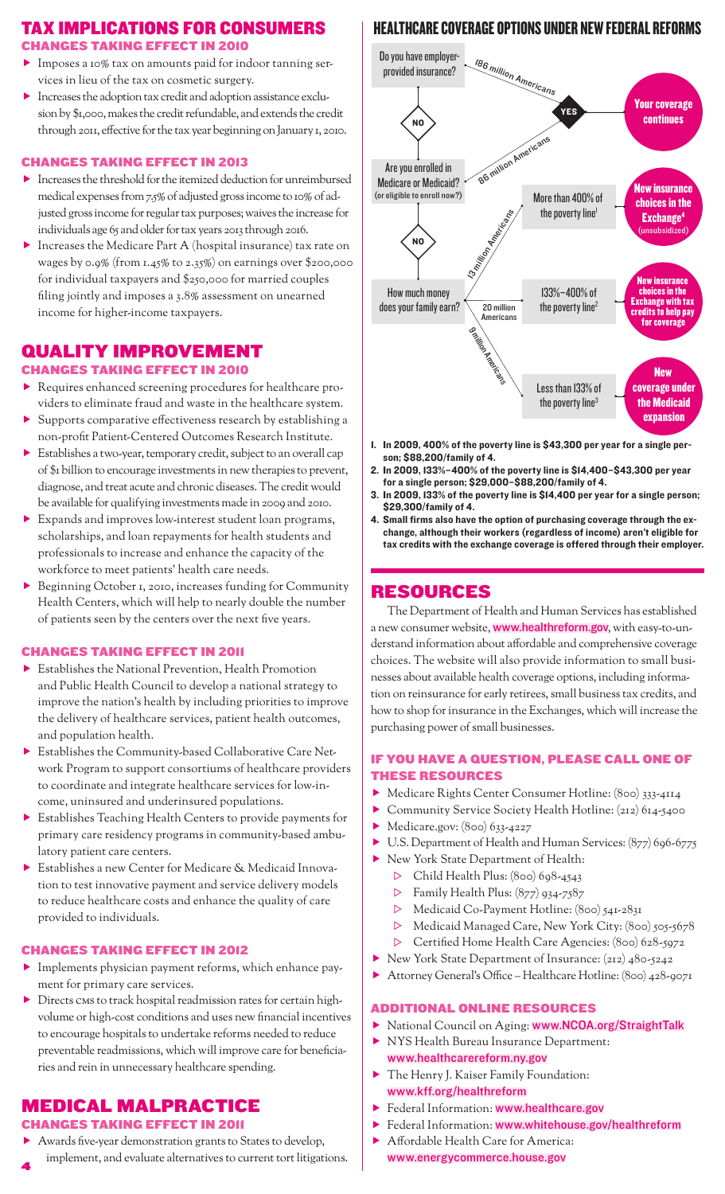## TAX IMPLICATIONS FOR CONSUMERS

### CHANGES TAKING EFFECT IN 2010

- Imposes a 10% tax on amounts paid for indoor tanning services in lieu of the tax on cosmetic surgery.
- Increases the adoption tax credit and adoption assistance exclusion by $1,000, makes the credit refundable, and extends the credit through 2011, effective for the tax year beginning on January 1, 2010.

### CHANGES TAKING EFFECT IN 2013

- Increases the threshold for the itemized deduction for unreimbursed medical expenses from 7.5% of adjusted gross income to 10% of adjusted gross income for regular tax purposes; waives the increase for individuals age 65 and older for tax years 2013 through 2016.
- Increases the Medicare Part A (hospital insurance) tax rate on wages by 0.9% (from 1.45% to 2.35%) on earnings over $200,000 for individual taxpayers and $250,000 for married couples filing jointly and imposes a 3.8% assessment on unearned income for higher-income taxpayers.

## QUALITY IMPROVEMENT

### CHANGES TAKING EFFECT IN 2010

- Requires enhanced screening procedures for healthcare providers to eliminate fraud and waste in the healthcare system.
- Supports comparative effectiveness research by establishing a non-profit Patient-Centered Outcomes Research Institute.
- Establishes a two-year, temporary credit, subject to an overall cap of $1 billion to encourage investments in new therapies to prevent, diagnose, and treat acute and chronic diseases. The credit would be available for qualifying investments made in 2009 and 2010.
- Expands and improves low-interest student loan programs, scholarships, and loan repayments for health students and professionals to increase and enhance the capacity of the workforce to meet patients' health care needs.
- Beginning October 1, 2010, increases funding for Community Health Centers, which will help to nearly double the number of patients seen by the centers over the next five years.

### CHANGES TAKING EFFECT IN 2011

- Establishes the National Prevention, Health Promotion and Public Health Council to develop a national strategy to improve the nation's health by including priorities to improve the delivery of healthcare services, patient health outcomes, and population health.
- Establishes the Community-based Collaborative Care Network Program to support consortiums of healthcare providers to coordinate and integrate healthcare services for low-income, uninsured and underinsured populations.
- Establishes Teaching Health Centers to provide payments for primary care residency programs in community-based ambulatory patient care centers.
- Establishes a new Center for Medicare & Medicaid Innovation to test innovative payment and service delivery models to reduce healthcare costs and enhance the quality of care provided to individuals.

### CHANGES TAKING EFFECT IN 2012

- Implements physician payment reforms, which enhance payment for primary care services.
- Directs CMS to track hospital readmission rates for certain high-volume or high-cost conditions and uses new financial incentives to encourage hospitals to undertake reforms needed to reduce preventable readmissions, which will improve care for beneficiaries and rein in unnecessary healthcare spending.

## MEDICAL MALPRACTICE

### CHANGES TAKING EFFECT IN 2011

- Awards five-year demonstration grants to States to develop, implement, and evaluate alternatives to current tort litigations.

## HEALTHCARE COVERAGE OPTIONS UNDER NEW FEDERAL REFORMS

Do you have employer-provided insurance?

186 million Americans

YES

Your coverage continues

NO

86 million Americans

Are you enrolled in Medicare or Medicaid? (or eligible to enroll now?)

NO

13 million Americans

More than 400% of the poverty line[1]

New insurance choices in the Exchange[4] (unsubsidized)

How much money does your family earn?

20 million Americans

133%–400% of the poverty line[2]

New insurance choices in the Exchange with tax credits to help pay for coverage

9 million Americans

Less than 133% of the poverty line[3]

New coverage under the Medicaid expansion

1. In 2009, 400% of the poverty line is $43,300 per year for a single person; $88,200/family of 4.
2. In 2009, 133%–400% of the poverty line is $14,400–$43,300 per year for a single person; $29,000–$88,200/family of 4.
3. In 2009, 133% of the poverty line is $14,400 per year for a single person; $29,300/family of 4.
4. Small firms also have the option of purchasing coverage through the exchange, although their workers (regardless of income) aren't eligible for tax credits with the exchange coverage is offered through their employer.

## RESOURCES

The Department of Health and Human Services has established a new consumer website, www.healthreform.gov, with easy-to-understand information about affordable and comprehensive coverage choices. The website will also provide information to small businesses about available health coverage options, including information on reinsurance for early retirees, small business tax credits, and how to shop for insurance in the Exchanges, which will increase the purchasing power of small businesses.

### IF YOU HAVE A QUESTION, PLEASE CALL ONE OF THESE RESOURCES

- Medicare Rights Center Consumer Hotline: (800) 333-4114
- Community Service Society Health Hotline: (212) 614-5400
- Medicare.gov: (800) 633-4227
- U.S. Department of Health and Human Services: (877) 696-6775
- New York State Department of Health:
  - Child Health Plus: (800) 698-4543
  - Family Health Plus: (877) 934-7587
  - Medicaid Co-Payment Hotline: (800) 541-2831
  - Medicaid Managed Care, New York City: (800) 505-5678
  - Certified Home Health Care Agencies: (800) 628-5972
- New York State Department of Insurance: (212) 480-5242
- Attorney General's Office – Healthcare Hotline: (800) 428-9071

### ADDITIONAL ONLINE RESOURCES

- National Council on Aging: www.NCOA.org/StraightTalk
- NYS Health Bureau Insurance Department: www.healthcarereform.ny.gov
- The Henry J. Kaiser Family Foundation: www.kff.org/healthreform
- Federal Information: www.healthcare.gov
- Federal Information: www.whitehouse.gov/healthreform
- Affordable Health Care for America: www.energycommerce.house.gov